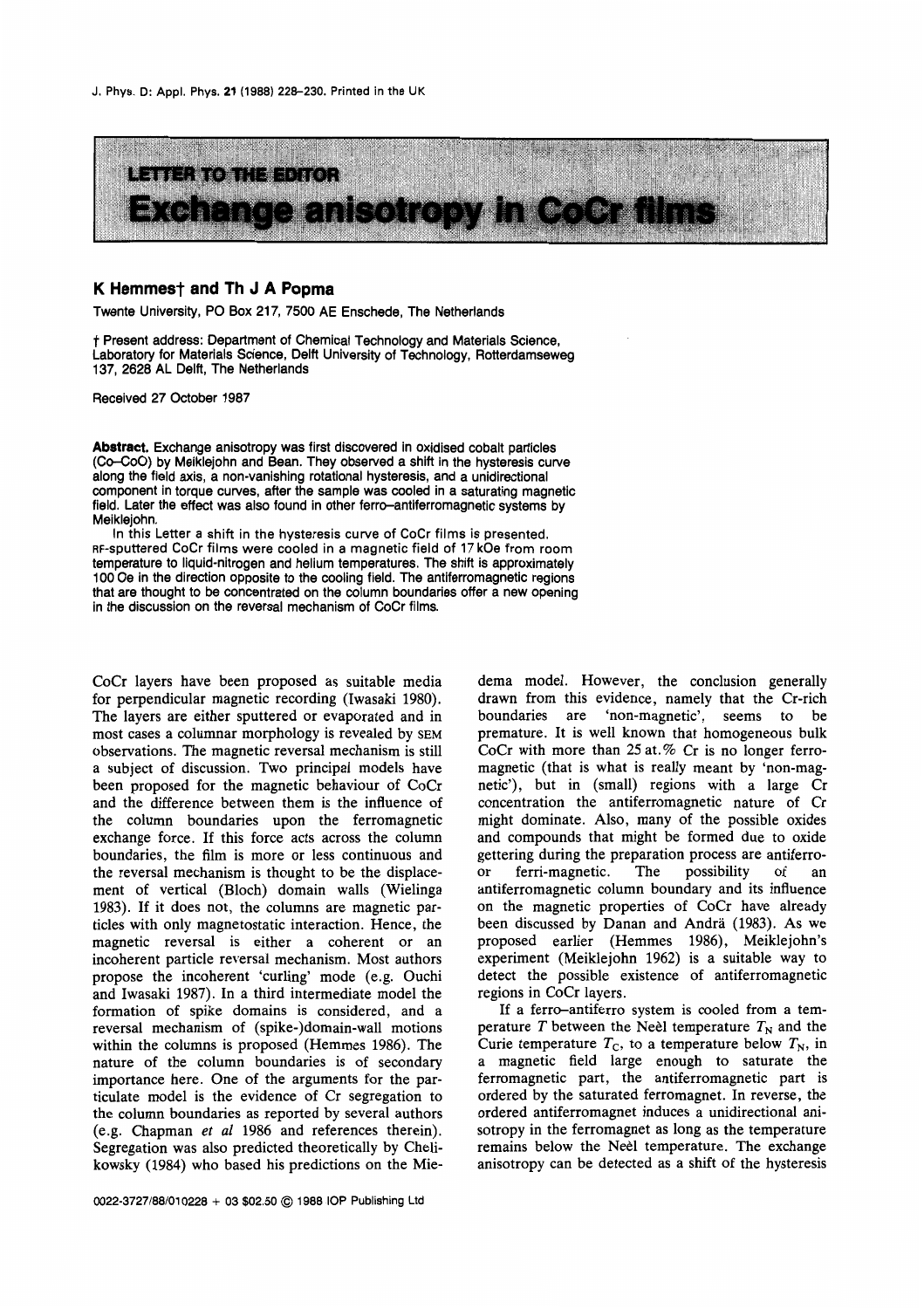LETTER TO THE EDITOR

# Exchange anisotropy in CoCr films

**K Hemmes† and Th J A Popma**

Twente University, PO Box 217, 7500 AE Enschede, The Netherlands

† Present address: Department of Chemical Technology and Materials Science, Laboratory for Materials Science, Delft University of Technology, Rotterdamseweg 137, 2628 AL Delft, The Netherlands

Received 27 October 1987

**Abstract.** Exchange anisotropy was first discovered in oxidised cobalt particles (Co–CoO) by Meiklejohn and Bean. They observed a shift in the hysteresis curve along the field axis, a non-vanishing rotational hysteresis, and a unidirectional component in torque curves, after the sample was cooled in a saturating magnetic field. Later the effect was also found in other ferro–antiferromagnetic systems by Meiklejohn.

In this Letter a shift in the hysteresis curve of CoCr films is presented. RF-sputtered CoCr films were cooled in a magnetic field of 17 kOe from room temperature to liquid-nitrogen and helium temperatures. The shift is approximately 100 Oe in the direction opposite to the cooling field. The antiferromagnetic regions that are thought to be concentrated on the column boundaries offer a new opening in the discussion on the reversal mechanism of CoCr films.

CoCr layers have been proposed as suitable media for perpendicular magnetic recording (Iwasaki 1980). The layers are either sputtered or evaporated and in most cases a columnar morphology is revealed by SEM observations. The magnetic reversal mechanism is still a subject of discussion. Two principal models have been proposed for the magnetic behaviour of CoCr and the difference between them is the influence of the column boundaries upon the ferromagnetic exchange force. If this force acts across the column boundaries, the film is more or less continuous and the reversal mechanism is thought to be the displacement of vertical (Bloch) domain walls (Wielinga 1983). If it does not, the columns are magnetic particles with only magnetostatic interaction. Hence, the magnetic reversal is either a coherent or an incoherent particle reversal mechanism. Most authors propose the incoherent 'curling' mode (e.g. Ouchi and Iwasaki 1987). In a third intermediate model the formation of spike domains is considered, and a reversal mechanism of (spike-)domain-wall motions within the columns is proposed (Hemmes 1986). The nature of the column boundaries is of secondary importance here. One of the arguments for the particulate model is the evidence of Cr segregation to the column boundaries as reported by several authors (e.g. Chapman *et al* 1986 and references therein). Segregation was also predicted theoretically by Chelikowsky (1984) who based his predictions on the Miedema model. However, the conclusion generally drawn from this evidence, namely that the Cr-rich boundaries are 'non-magnetic', seems to be premature. It is well known that homogeneous bulk CoCr with more than 25 at.% Cr is no longer ferromagnetic (that is what is really meant by 'non-magnetic'), but in (small) regions with a large Cr concentration the antiferromagnetic nature of Cr might dominate. Also, many of the possible oxides and compounds that might be formed due to oxide gettering during the preparation process are antiferro- or ferri-magnetic. The possibility of an antiferromagnetic column boundary and its influence on the magnetic properties of CoCr have already been discussed by Danan and Andrä (1983). As we proposed earlier (Hemmes 1986), Meiklejohn's experiment (Meiklejohn 1962) is a suitable way to detect the possible existence of antiferromagnetic regions in CoCr layers.

If a ferro–antiferro system is cooled from a temperature $T$ between the Neèl temperature $T_N$ and the Curie temperature $T_C$, to a temperature below $T_N$, in a magnetic field large enough to saturate the ferromagnetic part, the antiferromagnetic part is ordered by the saturated ferromagnet. In reverse, the ordered antiferromagnet induces a unidirectional anisotropy in the ferromagnet as long as the temperature remains below the Neèl temperature. The exchange anisotropy can be detected as a shift of the hysteresis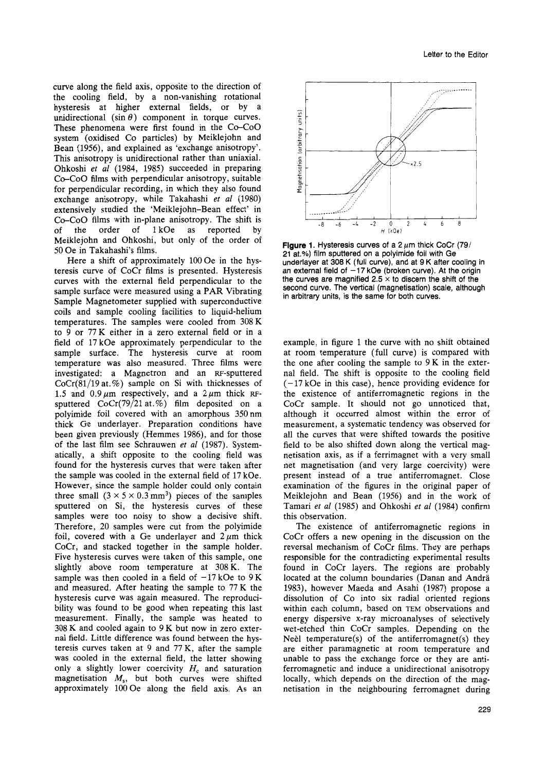curve along the field axis, opposite to the direction of the cooling field, by a non-vanishing rotational hysteresis at higher external fields, or by a unidirectional ($\sin\theta$) component in torque curves. These phenomena were first found in the Co–CoO system (oxidised Co particles) by Meiklejohn and Bean (1956), and explained as 'exchange anisotropy'. This anisotropy is unidirectional rather than uniaxial. Ohkoshi *et al* (1984, 1985) succeeded in preparing Co–CoO films with perpendicular anisotropy, suitable for perpendicular recording, in which they also found exchange anisotropy, while Takahashi *et al* (1980) extensively studied the 'Meiklejohn–Bean effect' in Co–CoO films with in-plane anisotropy. The shift is of the order of 1 kOe as reported by Meiklejohn and Ohkoshi, but only of the order of 50 Oe in Takahashi's films.

Here a shift of approximately 100 Oe in the hysteresis curve of CoCr films is presented. Hysteresis curves with the external field perpendicular to the sample surface were measured using a PAR Vibrating Sample Magnetometer supplied with superconductive coils and sample cooling facilities to liquid-helium temperatures. The samples were cooled from 308 K to 9 or 77 K either in a zero external field or in a field of 17 kOe approximately perpendicular to the sample surface. The hysteresis curve at room temperature was also measured. Three films were investigated: a Magnetron and an RF-sputtered CoCr(81/19 at.%) sample on Si with thicknesses of 1.5 and 0.9 $\mu$m respectively, and a 2 $\mu$m thick RF-sputtered CoCr(79/21 at.%) film deposited on a polyimide foil covered with an amorphous 350 nm thick Ge underlayer. Preparation conditions have been given previously (Hemmes 1986), and for those of the last film see Schrauwen *et al* (1987). Systematically, a shift opposite to the cooling field was found for the hysteresis curves that were taken after the sample was cooled in the external field of 17 kOe. However, since the sample holder could only contain three small ($3 \times 5 \times 0.3$ mm$^3$) pieces of the samples sputtered on Si, the hysteresis curves of these samples were too noisy to show a decisive shift. Therefore, 20 samples were cut from the polyimide foil, covered with a Ge underlayer and 2 $\mu$m thick CoCr, and stacked together in the sample holder. Five hysteresis curves were taken of this sample, one slightly above room temperature at 308 K. The sample was then cooled in a field of $-17$ kOe to 9 K and measured. After heating the sample to 77 K the hysteresis curve was again measured. The reproducibility was found to be good when repeating this last measurement. Finally, the sample was heated to 308 K and cooled again to 9 K but now in zero external field. Little difference was found between the hysteresis curves taken at 9 and 77 K, after the sample was cooled in the external field, the latter showing only a slightly lower coercivity $H_c$ and saturation magnetisation $M_s$, but both curves were shifted approximately 100 Oe along the field axis. As an example, in figure 1 the curve with no shift obtained at room temperature (full curve) is compared with the one after cooling the sample to 9 K in the external field. The shift is opposite to the cooling field ($-17$ kOe in this case), hence providing evidence for the existence of antiferromagnetic regions in the CoCr sample. It should not go unnoticed that, although it occurred almost within the error of measurement, a systematic tendency was observed for all the curves that were shifted towards the positive field to be also shifted down along the vertical magnetisation axis, as if a ferrimagnet with a very small net magnetisation (and very large coercivity) were present instead of a true antiferromagnet. Close examination of the figures in the original paper of Meiklejohn and Bean (1956) and in the work of Tamari *et al* (1985) and Ohkoshi *et al* (1984) confirm this observation.

**Figure 1.** Hysteresis curves of a 2 $\mu$m thick CoCr (79/21 at.%) film sputtered on a polyimide foil with Ge underlayer at 308 K (full curve), and at 9 K after cooling in an external field of $-17$ kOe (broken curve). At the origin the curves are magnified $2.5\times$ to discern the shift of the second curve. The vertical (magnetisation) scale, although in arbitrary units, is the same for both curves.

The existence of antiferromagnetic regions in CoCr offers a new opening in the discussion on the reversal mechanism of CoCr films. They are perhaps responsible for the contradicting experimental results found in CoCr layers. The regions are probably located at the column boundaries (Danan and Andrä 1983), however Maeda and Asahi (1987) propose a dissolution of Co into six radial oriented regions within each column, based on TEM observations and energy dispersive x-ray microanalyses of selectively wet-etched thin CoCr samples. Depending on the Neèl temperature(s) of the antiferromagnet(s) they are either paramagnetic at room temperature and unable to pass the exchange force or they are antiferromagnetic and induce a unidirectional anisotropy locally, which depends on the direction of the magnetisation in the neighbouring ferromagnet during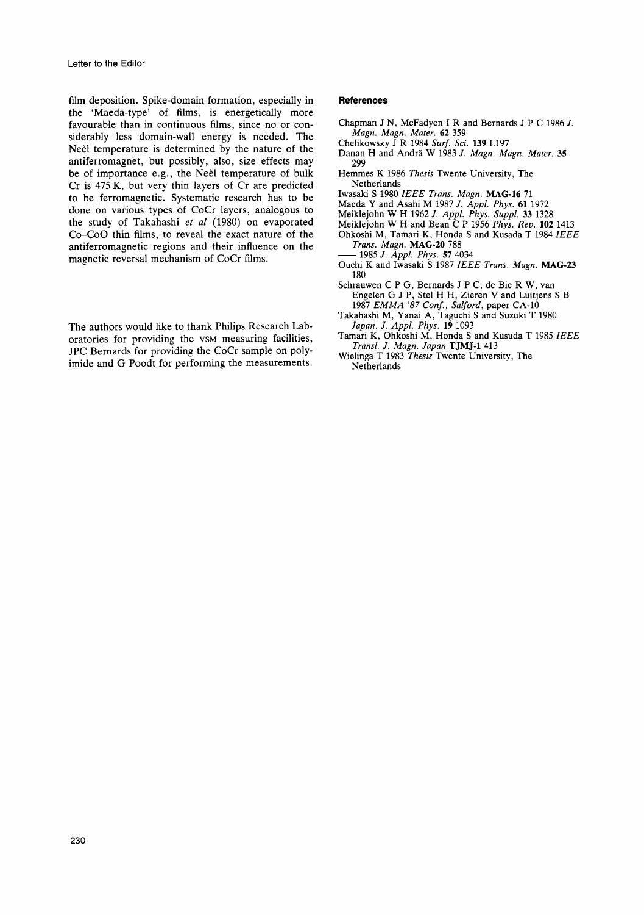film deposition. Spike-domain formation, especially in the 'Maeda-type' of films, is energetically more favourable than in continuous films, since no or considerably less domain-wall energy is needed. The Neèl temperature is determined by the nature of the antiferromagnet, but possibly, also, size effects may be of importance e.g., the Neèl temperature of bulk Cr is 475 K, but very thin layers of Cr are predicted to be ferromagnetic. Systematic research has to be done on various types of CoCr layers, analogous to the study of Takahashi *et al* (1980) on evaporated Co–CoO thin films, to reveal the exact nature of the antiferromagnetic regions and their influence on the magnetic reversal mechanism of CoCr films.

The authors would like to thank Philips Research Laboratories for providing the VSM measuring facilities, JPC Bernards for providing the CoCr sample on polyimide and G Poodt for performing the measurements.

## References

Chapman J N, McFadyen I R and Bernards J P C 1986 *J. Magn. Magn. Mater.* **62** 359

Chelikowsky J R 1984 *Surf. Sci.* **139** L197

Danan H and Andrä W 1983 *J. Magn. Magn. Mater.* **35** 299

Hemmes K 1986 *Thesis* Twente University, The Netherlands

Iwasaki S 1980 *IEEE Trans. Magn.* **MAG-16** 71

Maeda Y and Asahi M 1987 *J. Appl. Phys.* **61** 1972

Meiklejohn W H 1962 *J. Appl. Phys. Suppl.* **33** 1328

Meiklejohn W H and Bean C P 1956 *Phys. Rev.* **102** 1413

Ohkoshi M, Tamari K, Honda S and Kusuda T 1984 *IEEE Trans. Magn.* **MAG-20** 788

—— 1985 *J. Appl. Phys.* **57** 4034

Ouchi K and Iwasaki S 1987 *IEEE Trans. Magn.* **MAG-23** 180

Schrauwen C P G, Bernards J P C, de Bie R W, van Engelen G J P, Stel H H, Zieren V and Luitjens S B 1987 *EMMA '87 Conf., Salford*, paper CA-10

Takahashi M, Yanai A, Taguchi S and Suzuki T 1980 *Japan. J. Appl. Phys.* **19** 1093

Tamari K, Ohkoshi M, Honda S and Kusuda T 1985 *IEEE Transl. J. Magn. Japan* **TJMJ-1** 413

Wielinga T 1983 *Thesis* Twente University, The Netherlands